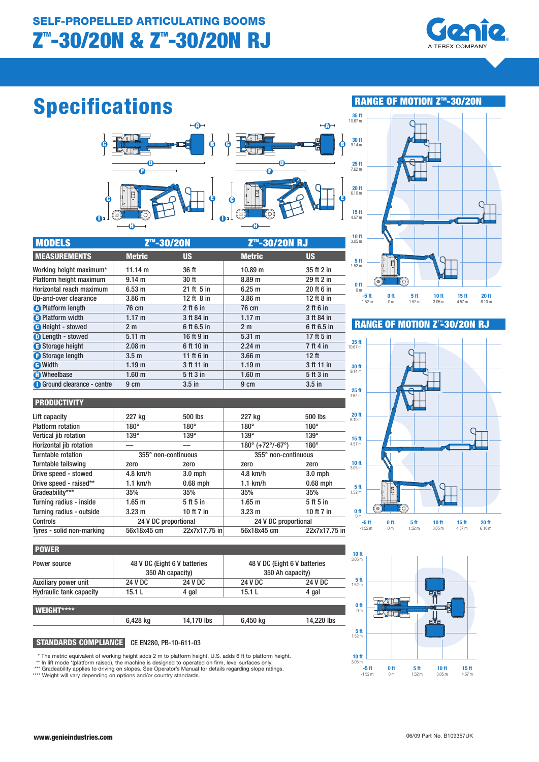# SELF-PROPELLED ARTICULATING BOOMS

# Z™-30/20N & Z™-30/20N RJ

## Specifications

| MODELS | Z™-30/20N | | Z™-30/20N RJ | |
|---|---|---|---|---|
| **MEASUREMENTS** | **Metric** | **US** | **Metric** | **US** |
| Working height maximum* | 11.14 m | 36 ft | 10.89 m | 35 ft 2 in |
| Platform height maximum | 9.14 m | 30 ft | 8.89 m | 29 ft 2 in |
| Horizontal reach maximum | 6.53 m | 21 ft 5 in | 6.25 m | 20 ft 6 in |
| Up-and-over clearance | 3.86 m | 12 ft 8 in | 3.86 m | 12 ft 8 in |
| A Platform length | 76 cm | 2 ft 6 in | 76 cm | 2 ft 6 in |
| B Platform width | 1.17 m | 3 ft 84 in | 1.17 m | 3 ft 84 in |
| C Height - stowed | 2 m | 6 ft 6.5 in | 2 m | 6 ft 6.5 in |
| D Length - stowed | 5.11 m | 16 ft 9 in | 5.31 m | 17 ft 5 in |
| E Storage height | 2.08 m | 6 ft 10 in | 2.24 m | 7 ft 4 in |
| F Storage length | 3.5 m | 11 ft 6 in | 3.66 m | 12 ft |
| G Width | 1.19 m | 3 ft 11 in | 1.19 m | 3 ft 11 in |
| H Wheelbase | 1.60 m | 5 ft 3 in | 1.60 m | 5 ft 3 in |
| I Ground clearance - centre | 9 cm | 3.5 in | 9 cm | 3.5 in |
| **PRODUCTIVITY** | | | | |
| Lift capacity | 227 kg | 500 lbs | 227 kg | 500 lbs |
| Platform rotation | 180° | 180° | 180° | 180° |
| Vertical jib rotation | 139° | 139° | 139° | 139° |
| Horizontal jib rotation | — | — | 180° (+72°/-67°) | 180° |
| Turntable rotation | 355° non-continuous | | 355° non-continuous | |
| Turntable tailswing | zero | zero | zero | zero |
| Drive speed - stowed | 4.8 km/h | 3.0 mph | 4.8 km/h | 3.0 mph |
| Drive speed - raised** | 1.1 km/h | 0.68 mph | 1.1 km/h | 0.68 mph |
| Gradeability*** | 35% | 35% | 35% | 35% |
| Turning radius - inside | 1.65 m | 5 ft 5 in | 1.65 m | 5 ft 5 in |
| Turning radius - outside | 3.23 m | 10 ft 7 in | 3.23 m | 10 ft 7 in |
| Controls | 24 V DC proportional | | 24 V DC proportional | |
| Tyres - solid non-marking | 56x18x45 cm | 22x7x17.75 in | 56x18x45 cm | 22x7x17.75 in |
| **POWER** | | | | |
| Power source | 48 V DC (Eight 6 V batteries 350 Ah capacity) | | 48 V DC (Eight 6 V batteries 350 Ah capacity) | |
| Auxiliary power unit | 24 V DC | 24 V DC | 24 V DC | 24 V DC |
| Hydraulic tank capacity | 15.1 L | 4 gal | 15.1 L | 4 gal |
| **WEIGHT**** | 6,428 kg | 14,170 lbs | 6,450 kg | 14,220 lbs |

**STANDARDS COMPLIANCE** CE EN280, PB-10-611-03

\* The metric equivalent of working height adds 2 m to platform height. U.S. adds 6 ft to platform height.
** In lift mode *(platform raised), the machine is designed to operated on firm, level surfaces only.
*** Gradeability applies to driving on slopes. See Operator's Manual for details regarding slope ratings.
**** Weight will vary depending on options and/or country standards.

### RANGE OF MOTION Z™-30/20N

### RANGE OF MOTION Z™-30/20N RJ

www.genieindustries.com

06/09 Part No. B109357UK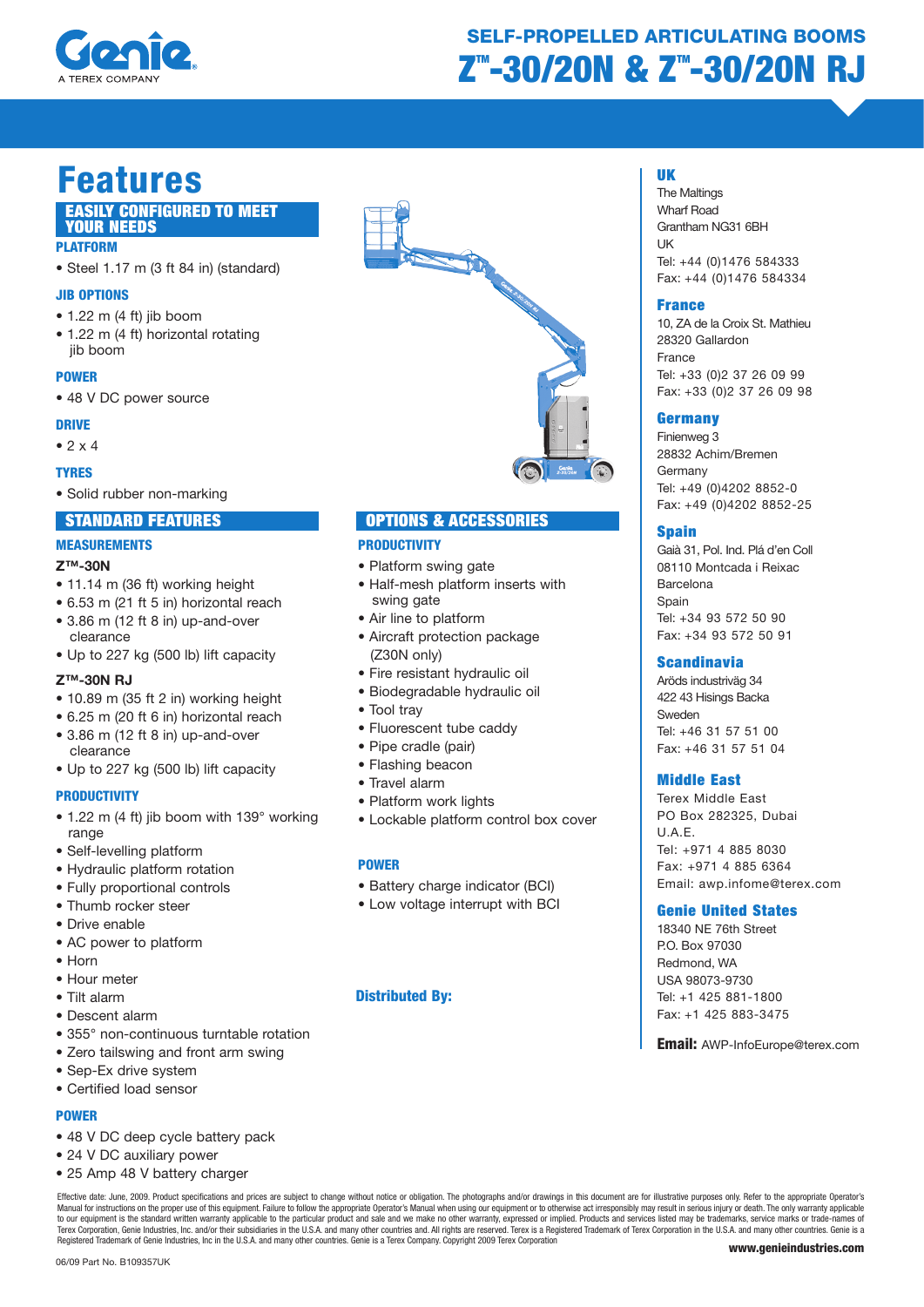# SELF-PROPELLED ARTICULATING BOOMS

# Z™-30/20N & Z™-30/20N RJ

# Features

## EASILY CONFIGURED TO MEET YOUR NEEDS

### PLATFORM

- Steel 1.17 m (3 ft 84 in) (standard)

### JIB OPTIONS

- 1.22 m (4 ft) jib boom
- 1.22 m (4 ft) horizontal rotating jib boom

### POWER

- 48 V DC power source

### DRIVE

- 2 x 4

### TYRES

- Solid rubber non-marking

## STANDARD FEATURES

### MEASUREMENTS

**Z™-30N**

- 11.14 m (36 ft) working height
- 6.53 m (21 ft 5 in) horizontal reach
- 3.86 m (12 ft 8 in) up-and-over clearance
- Up to 227 kg (500 lb) lift capacity

**Z™-30N RJ**

- 10.89 m (35 ft 2 in) working height
- 6.25 m (20 ft 6 in) horizontal reach
- 3.86 m (12 ft 8 in) up-and-over clearance
- Up to 227 kg (500 lb) lift capacity

### PRODUCTIVITY

- 1.22 m (4 ft) jib boom with 139° working range
- Self-levelling platform
- Hydraulic platform rotation
- Fully proportional controls
- Thumb rocker steer
- Drive enable
- AC power to platform
- Horn
- Hour meter
- Tilt alarm
- Descent alarm
- 355° non-continuous turntable rotation
- Zero tailswing and front arm swing
- Sep-Ex drive system
- Certified load sensor

### POWER

- 48 V DC deep cycle battery pack
- 24 V DC auxiliary power
- 25 Amp 48 V battery charger

## OPTIONS & ACCESSORIES

### PRODUCTIVITY

- Platform swing gate
- Half-mesh platform inserts with swing gate
- Air line to platform
- Aircraft protection package (Z30N only)
- Fire resistant hydraulic oil
- Biodegradable hydraulic oil
- Tool tray
- Fluorescent tube caddy
- Pipe cradle (pair)
- Flashing beacon
- Travel alarm
- Platform work lights
- Lockable platform control box cover

### POWER

- Battery charge indicator (BCI)
- Low voltage interrupt with BCI

**Distributed By:**

### UK

The Maltings
Wharf Road
Grantham NG31 6BH
UK
Tel: +44 (0)1476 584333
Fax: +44 (0)1476 584334

### France

10, ZA de la Croix St. Mathieu
28320 Gallardon
France
Tel: +33 (0)2 37 26 09 99
Fax: +33 (0)2 37 26 09 98

### Germany

Finienweg 3
28832 Achim/Bremen
Germany
Tel: +49 (0)4202 8852-0
Fax: +49 (0)4202 8852-25

### Spain

Gaià 31, Pol. Ind. Plá d'en Coll
08110 Montcada i Reixac
Barcelona
Spain
Tel: +34 93 572 50 90
Fax: +34 93 572 50 91

### Scandinavia

Aröds industriväg 34
422 43 Hisings Backa
Sweden
Tel: +46 31 57 51 00
Fax: +46 31 57 51 04

### Middle East

Terex Middle East
PO Box 282325, Dubai
U.A.E.
Tel: +971 4 885 8030
Fax: +971 4 885 6364
Email: awp.infome@terex.com

### Genie United States

18340 NE 76th Street
P.O. Box 97030
Redmond, WA
USA 98073-9730
Tel: +1 425 881-1800
Fax: +1 425 883-3475

**Email:** AWP-InfoEurope@terex.com

Effective date: June, 2009. Product specifications and prices are subject to change without notice or obligation. The photographs and/or drawings in this document are for illustrative purposes only. Refer to the appropriate Operator's Manual for instructions on the proper use of this equipment. Failure to follow the appropriate Operator's Manual when using our equipment or to otherwise act irresponsibly may result in serious injury or death. The only warranty applicable to our equipment is the standard written warranty applicable to the particular product and sale and we make no other warranty, expressed or implied. Products and services listed may be trademarks, service marks or trade-names of Terex Corporation, Genie Industries, Inc. and/or their subsidiaries in the U.S.A. and many other countries and. All rights are reserved. Terex is a Registered Trademark of Terex Corporation in the U.S.A. and many other countries. Genie is a Registered Trademark of Genie Industries, Inc in the U.S.A. and many other countries. Genie is a Terex Company. Copyright 2009 Terex Corporation

**www.genieindustries.com**

06/09 Part No. B109357UK